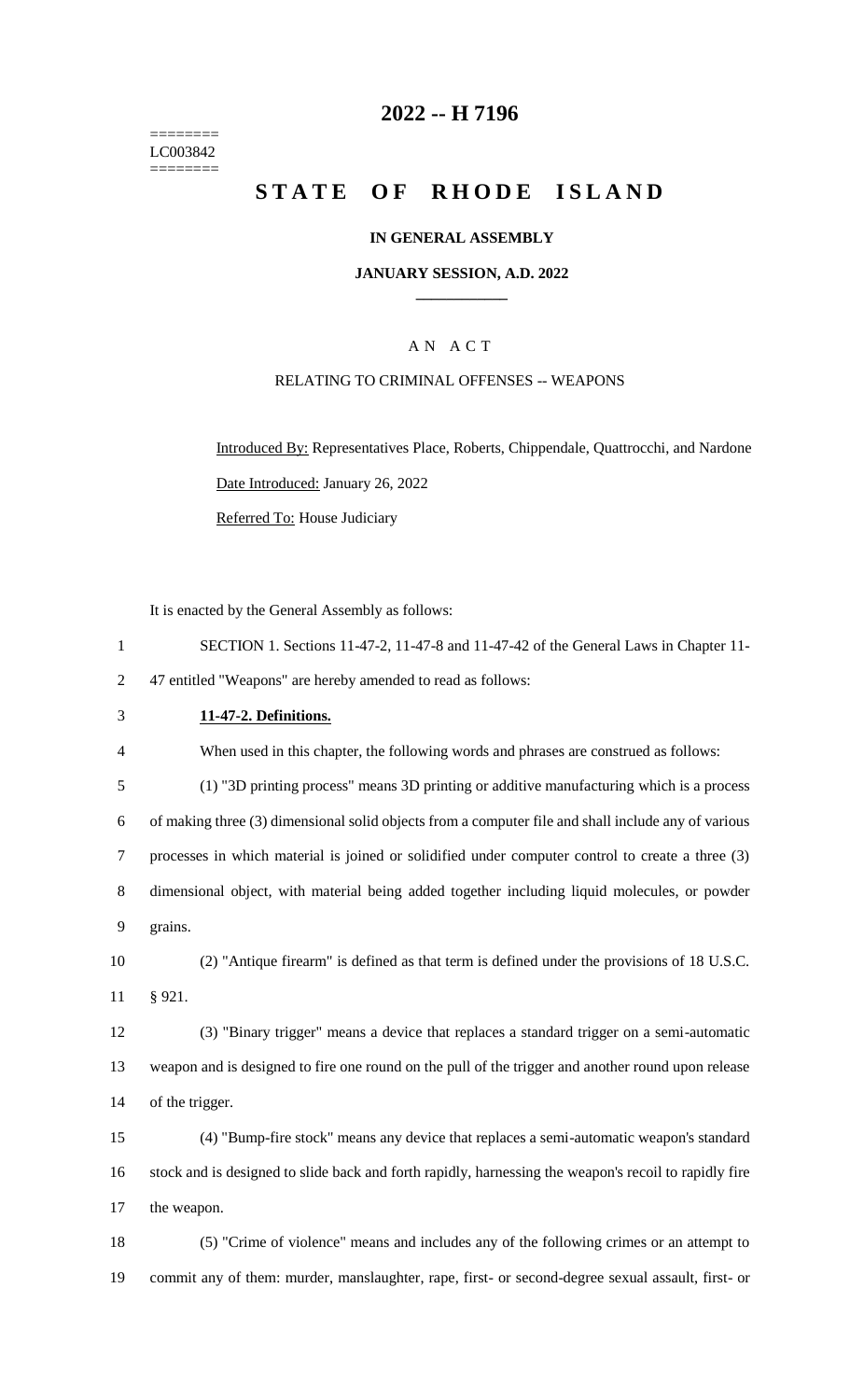========
LC003842
========

# 2022 -- H 7196

# STATE OF RHODE ISLAND

**IN GENERAL ASSEMBLY**

**JANUARY SESSION, A.D. 2022**

A N A C T

RELATING TO CRIMINAL OFFENSES -- WEAPONS

Introduced By: Representatives Place, Roberts, Chippendale, Quattrocchi, and Nardone

Date Introduced: January 26, 2022

Referred To: House Judiciary

It is enacted by the General Assembly as follows:

SECTION 1. Sections 11-47-2, 11-47-8 and 11-47-42 of the General Laws in Chapter 11-47 entitled "Weapons" are hereby amended to read as follows:

**11-47-2. Definitions.**

When used in this chapter, the following words and phrases are construed as follows:

(1) "3D printing process" means 3D printing or additive manufacturing which is a process of making three (3) dimensional solid objects from a computer file and shall include any of various processes in which material is joined or solidified under computer control to create a three (3) dimensional object, with material being added together including liquid molecules, or powder grains.

(2) "Antique firearm" is defined as that term is defined under the provisions of 18 U.S.C. § 921.

(3) "Binary trigger" means a device that replaces a standard trigger on a semi-automatic weapon and is designed to fire one round on the pull of the trigger and another round upon release of the trigger.

(4) "Bump-fire stock" means any device that replaces a semi-automatic weapon's standard stock and is designed to slide back and forth rapidly, harnessing the weapon's recoil to rapidly fire the weapon.

(5) "Crime of violence" means and includes any of the following crimes or an attempt to commit any of them: murder, manslaughter, rape, first- or second-degree sexual assault, first- or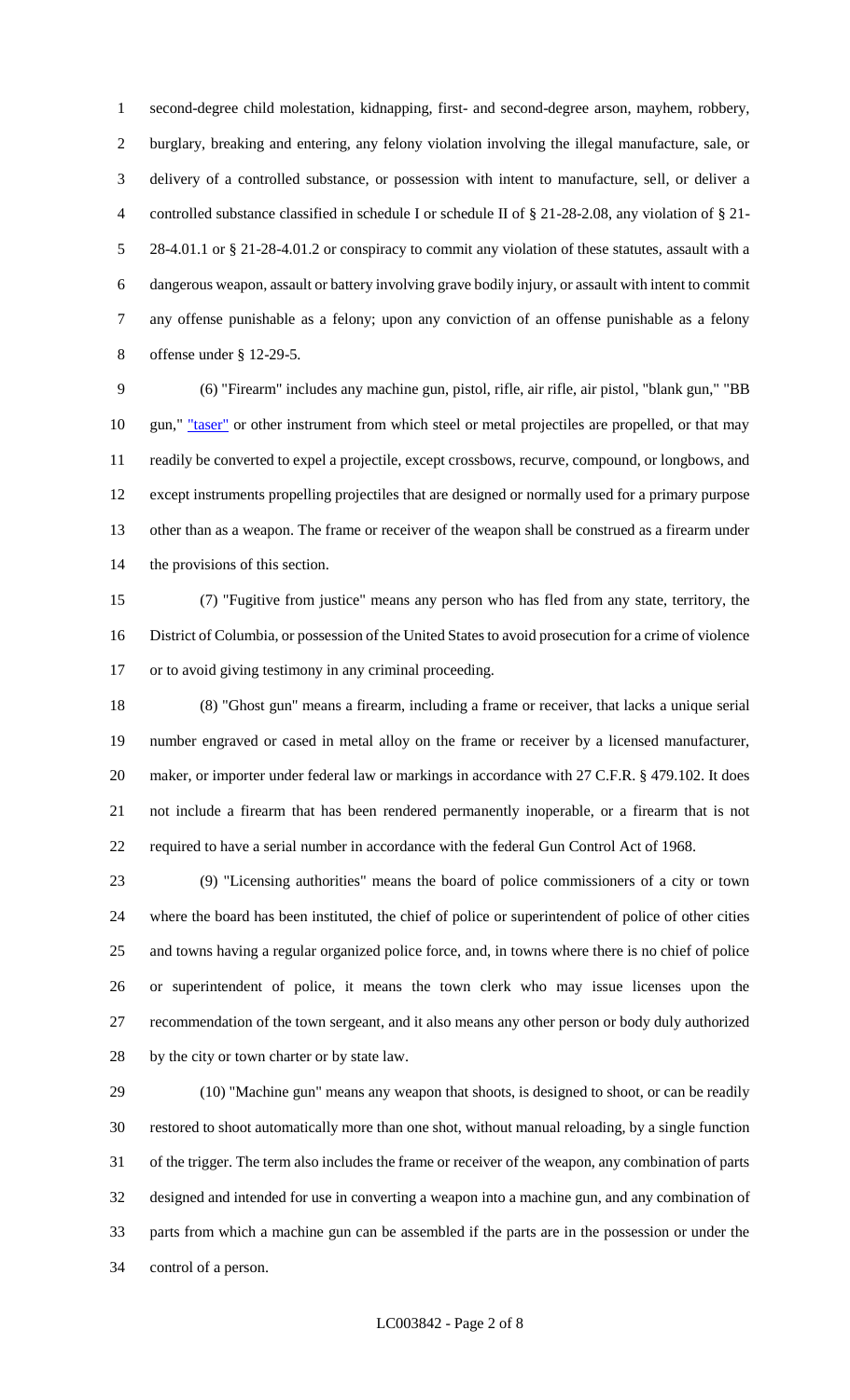second-degree child molestation, kidnapping, first- and second-degree arson, mayhem, robbery, burglary, breaking and entering, any felony violation involving the illegal manufacture, sale, or delivery of a controlled substance, or possession with intent to manufacture, sell, or deliver a controlled substance classified in schedule I or schedule II of § 21-28-2.08, any violation of § 21-28-4.01.1 or § 21-28-4.01.2 or conspiracy to commit any violation of these statutes, assault with a dangerous weapon, assault or battery involving grave bodily injury, or assault with intent to commit any offense punishable as a felony; upon any conviction of an offense punishable as a felony offense under § 12-29-5.

(6) "Firearm" includes any machine gun, pistol, rifle, air rifle, air pistol, "blank gun," "BB gun," "taser" or other instrument from which steel or metal projectiles are propelled, or that may readily be converted to expel a projectile, except crossbows, recurve, compound, or longbows, and except instruments propelling projectiles that are designed or normally used for a primary purpose other than as a weapon. The frame or receiver of the weapon shall be construed as a firearm under the provisions of this section.

(7) "Fugitive from justice" means any person who has fled from any state, territory, the District of Columbia, or possession of the United States to avoid prosecution for a crime of violence or to avoid giving testimony in any criminal proceeding.

(8) "Ghost gun" means a firearm, including a frame or receiver, that lacks a unique serial number engraved or cased in metal alloy on the frame or receiver by a licensed manufacturer, maker, or importer under federal law or markings in accordance with 27 C.F.R. § 479.102. It does not include a firearm that has been rendered permanently inoperable, or a firearm that is not required to have a serial number in accordance with the federal Gun Control Act of 1968.

(9) "Licensing authorities" means the board of police commissioners of a city or town where the board has been instituted, the chief of police or superintendent of police of other cities and towns having a regular organized police force, and, in towns where there is no chief of police or superintendent of police, it means the town clerk who may issue licenses upon the recommendation of the town sergeant, and it also means any other person or body duly authorized by the city or town charter or by state law.

(10) "Machine gun" means any weapon that shoots, is designed to shoot, or can be readily restored to shoot automatically more than one shot, without manual reloading, by a single function of the trigger. The term also includes the frame or receiver of the weapon, any combination of parts designed and intended for use in converting a weapon into a machine gun, and any combination of parts from which a machine gun can be assembled if the parts are in the possession or under the control of a person.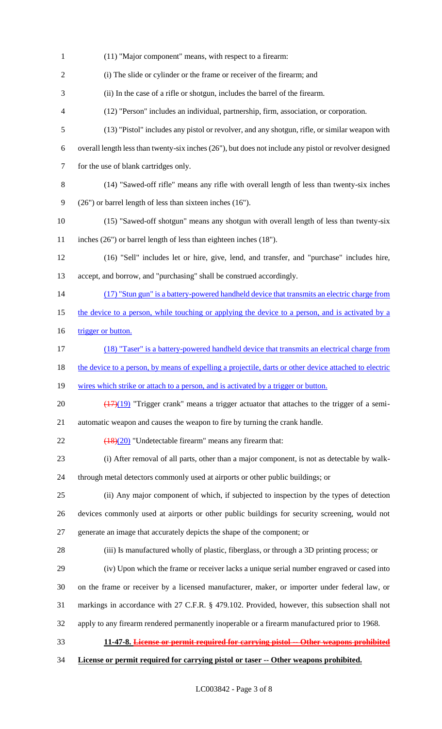(11) "Major component" means, with respect to a firearm:

(i) The slide or cylinder or the frame or receiver of the firearm; and

(ii) In the case of a rifle or shotgun, includes the barrel of the firearm.

(12) "Person" includes an individual, partnership, firm, association, or corporation.

(13) "Pistol" includes any pistol or revolver, and any shotgun, rifle, or similar weapon with overall length less than twenty-six inches (26"), but does not include any pistol or revolver designed for the use of blank cartridges only.

(14) "Sawed-off rifle" means any rifle with overall length of less than twenty-six inches (26") or barrel length of less than sixteen inches (16").

(15) "Sawed-off shotgun" means any shotgun with overall length of less than twenty-six inches (26") or barrel length of less than eighteen inches (18").

(16) "Sell" includes let or hire, give, lend, and transfer, and "purchase" includes hire, accept, and borrow, and "purchasing" shall be construed accordingly.

<u>(17) "Stun gun" is a battery-powered handheld device that transmits an electric charge from the device to a person, while touching or applying the device to a person, and is activated by a trigger or button.</u>

<u>(18) "Taser" is a battery-powered handheld device that transmits an electrical charge from the device to a person, by means of expelling a projectile, darts or other device attached to electric wires which strike or attach to a person, and is activated by a trigger or button.</u>

~~(17)~~<u>(19)</u> "Trigger crank" means a trigger actuator that attaches to the trigger of a semi-automatic weapon and causes the weapon to fire by turning the crank handle.

~~(18)~~<u>(20)</u> "Undetectable firearm" means any firearm that:

(i) After removal of all parts, other than a major component, is not as detectable by walk-through metal detectors commonly used at airports or other public buildings; or

(ii) Any major component of which, if subjected to inspection by the types of detection devices commonly used at airports or other public buildings for security screening, would not generate an image that accurately depicts the shape of the component; or

(iii) Is manufactured wholly of plastic, fiberglass, or through a 3D printing process; or

(iv) Upon which the frame or receiver lacks a unique serial number engraved or cased into on the frame or receiver by a licensed manufacturer, maker, or importer under federal law, or markings in accordance with 27 C.F.R. § 479.102. Provided, however, this subsection shall not apply to any firearm rendered permanently inoperable or a firearm manufactured prior to 1968.

**11-47-8. ~~License or permit required for carrying pistol -- Other weapons prohibited~~**

**<u>License or permit required for carrying pistol or taser -- Other weapons prohibited.</u>**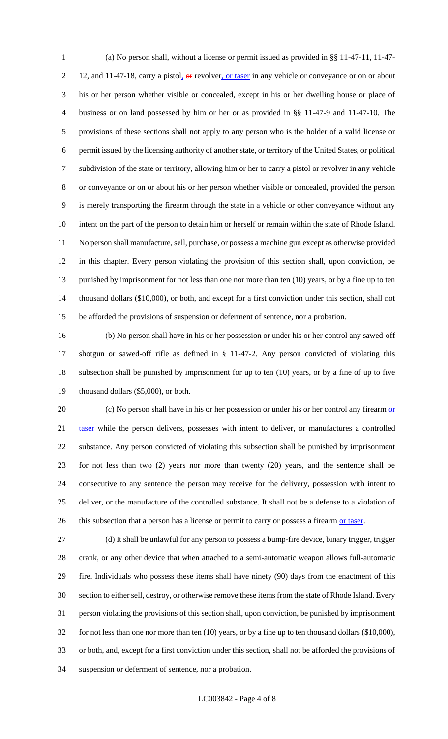(a) No person shall, without a license or permit issued as provided in §§ 11-47-11, 11-47-12, and 11-47-18, carry a pistol, ~~or~~ revolver, or taser in any vehicle or conveyance or on or about his or her person whether visible or concealed, except in his or her dwelling house or place of business or on land possessed by him or her or as provided in §§ 11-47-9 and 11-47-10. The provisions of these sections shall not apply to any person who is the holder of a valid license or permit issued by the licensing authority of another state, or territory of the United States, or political subdivision of the state or territory, allowing him or her to carry a pistol or revolver in any vehicle or conveyance or on or about his or her person whether visible or concealed, provided the person is merely transporting the firearm through the state in a vehicle or other conveyance without any intent on the part of the person to detain him or herself or remain within the state of Rhode Island. No person shall manufacture, sell, purchase, or possess a machine gun except as otherwise provided in this chapter. Every person violating the provision of this section shall, upon conviction, be punished by imprisonment for not less than one nor more than ten (10) years, or by a fine up to ten thousand dollars ($10,000), or both, and except for a first conviction under this section, shall not be afforded the provisions of suspension or deferment of sentence, nor a probation.

(b) No person shall have in his or her possession or under his or her control any sawed-off shotgun or sawed-off rifle as defined in § 11-47-2. Any person convicted of violating this subsection shall be punished by imprisonment for up to ten (10) years, or by a fine of up to five thousand dollars ($5,000), or both.

(c) No person shall have in his or her possession or under his or her control any firearm or taser while the person delivers, possesses with intent to deliver, or manufactures a controlled substance. Any person convicted of violating this subsection shall be punished by imprisonment for not less than two (2) years nor more than twenty (20) years, and the sentence shall be consecutive to any sentence the person may receive for the delivery, possession with intent to deliver, or the manufacture of the controlled substance. It shall not be a defense to a violation of this subsection that a person has a license or permit to carry or possess a firearm or taser.

(d) It shall be unlawful for any person to possess a bump-fire device, binary trigger, trigger crank, or any other device that when attached to a semi-automatic weapon allows full-automatic fire. Individuals who possess these items shall have ninety (90) days from the enactment of this section to either sell, destroy, or otherwise remove these items from the state of Rhode Island. Every person violating the provisions of this section shall, upon conviction, be punished by imprisonment for not less than one nor more than ten (10) years, or by a fine up to ten thousand dollars ($10,000), or both, and, except for a first conviction under this section, shall not be afforded the provisions of suspension or deferment of sentence, nor a probation.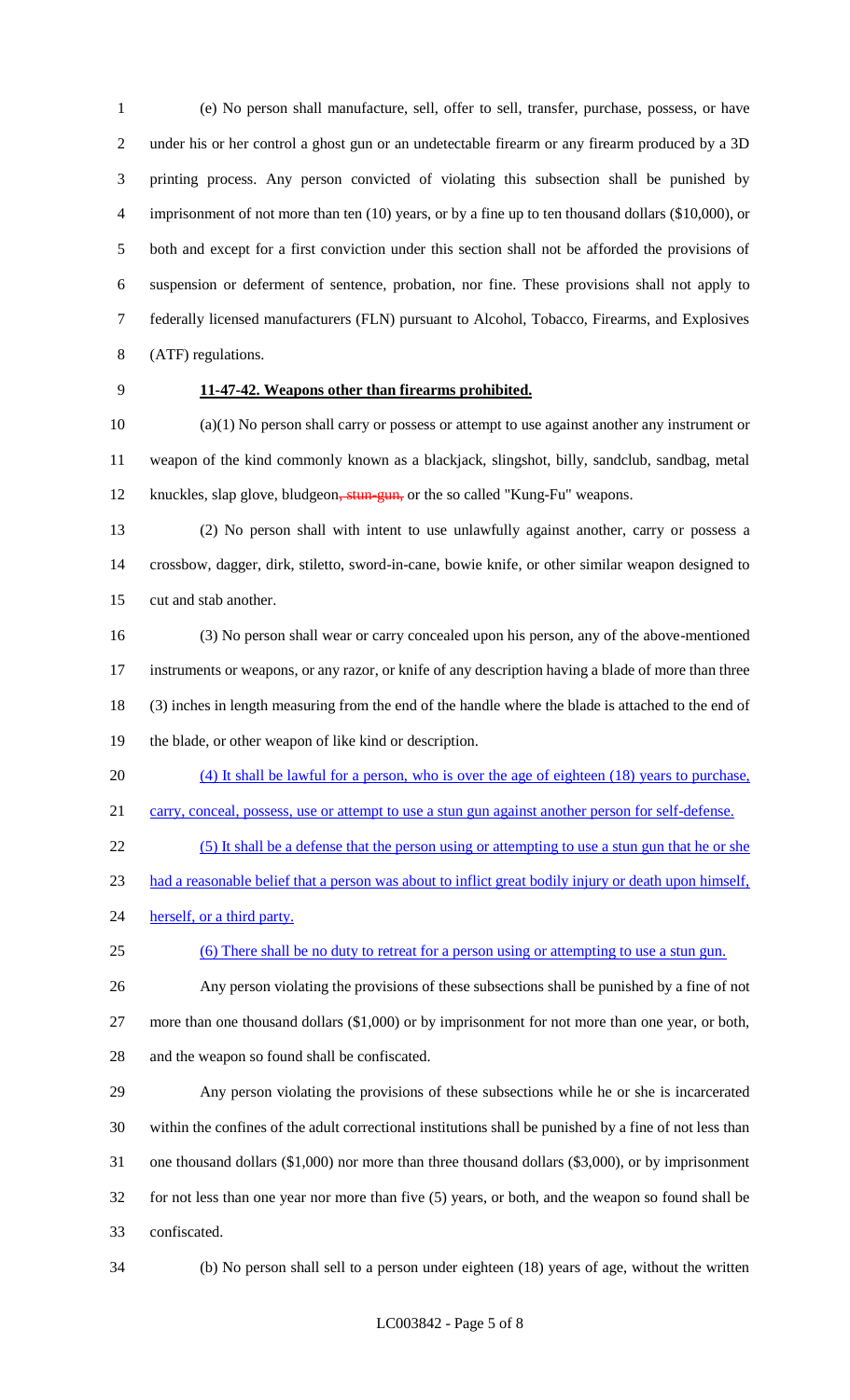(e) No person shall manufacture, sell, offer to sell, transfer, purchase, possess, or have under his or her control a ghost gun or an undetectable firearm or any firearm produced by a 3D printing process. Any person convicted of violating this subsection shall be punished by imprisonment of not more than ten (10) years, or by a fine up to ten thousand dollars ($10,000), or both and except for a first conviction under this section shall not be afforded the provisions of suspension or deferment of sentence, probation, nor fine. These provisions shall not apply to federally licensed manufacturers (FLN) pursuant to Alcohol, Tobacco, Firearms, and Explosives (ATF) regulations.

**11-47-42. Weapons other than firearms prohibited.**

(a)(1) No person shall carry or possess or attempt to use against another any instrument or weapon of the kind commonly known as a blackjack, slingshot, billy, sandclub, sandbag, metal knuckles, slap glove, bludgeon~~, stun-gun,~~ or the so called "Kung-Fu" weapons.

(2) No person shall with intent to use unlawfully against another, carry or possess a crossbow, dagger, dirk, stiletto, sword-in-cane, bowie knife, or other similar weapon designed to cut and stab another.

(3) No person shall wear or carry concealed upon his person, any of the above-mentioned instruments or weapons, or any razor, or knife of any description having a blade of more than three (3) inches in length measuring from the end of the handle where the blade is attached to the end of the blade, or other weapon of like kind or description.

<u>(4) It shall be lawful for a person, who is over the age of eighteen (18) years to purchase, carry, conceal, possess, use or attempt to use a stun gun against another person for self-defense.</u>

<u>(5) It shall be a defense that the person using or attempting to use a stun gun that he or she had a reasonable belief that a person was about to inflict great bodily injury or death upon himself, herself, or a third party.</u>

<u>(6) There shall be no duty to retreat for a person using or attempting to use a stun gun.</u>

Any person violating the provisions of these subsections shall be punished by a fine of not more than one thousand dollars ($1,000) or by imprisonment for not more than one year, or both, and the weapon so found shall be confiscated.

Any person violating the provisions of these subsections while he or she is incarcerated within the confines of the adult correctional institutions shall be punished by a fine of not less than one thousand dollars ($1,000) nor more than three thousand dollars ($3,000), or by imprisonment for not less than one year nor more than five (5) years, or both, and the weapon so found shall be confiscated.

(b) No person shall sell to a person under eighteen (18) years of age, without the written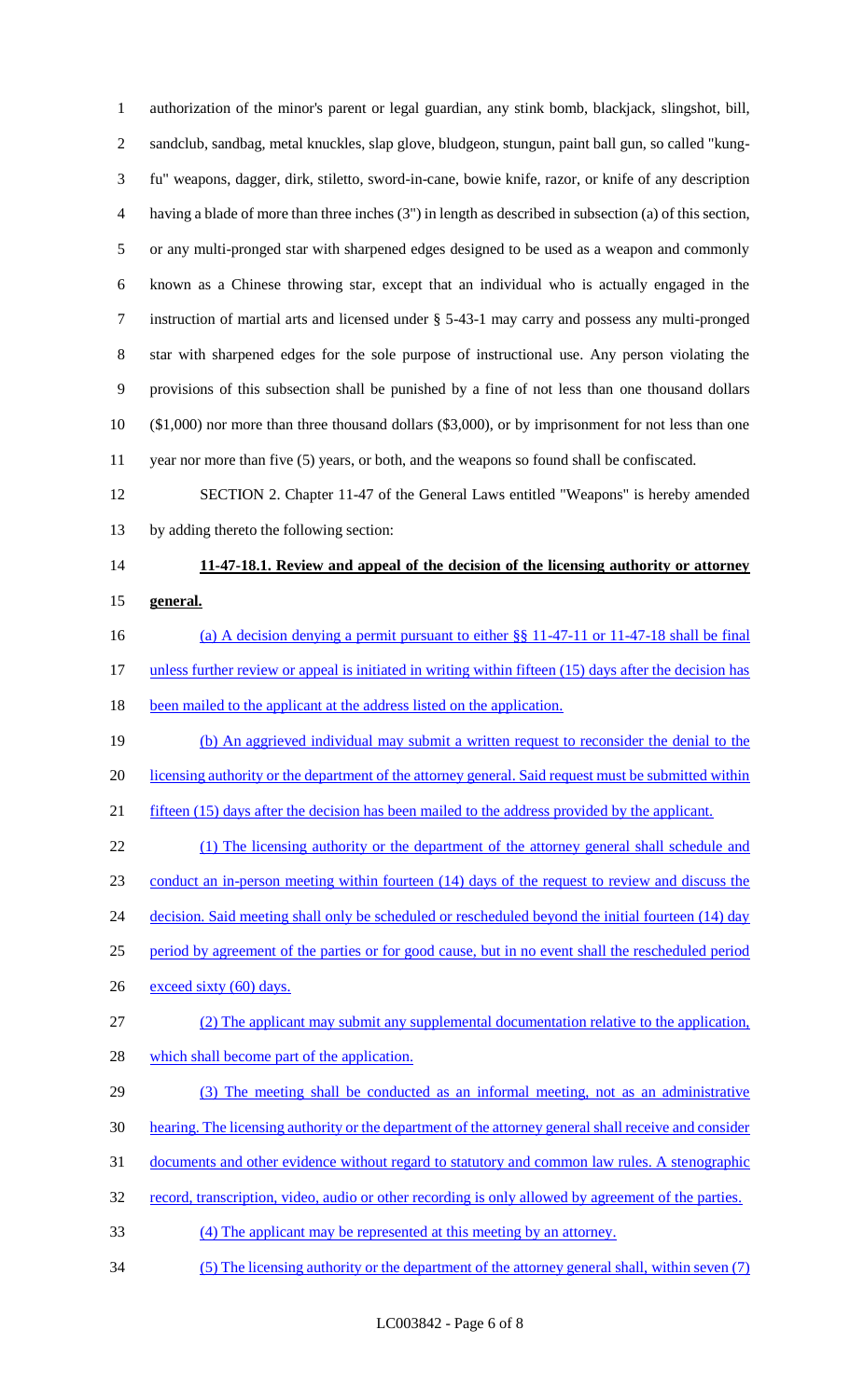authorization of the minor's parent or legal guardian, any stink bomb, blackjack, slingshot, bill, sandclub, sandbag, metal knuckles, slap glove, bludgeon, stungun, paint ball gun, so called "kung-fu" weapons, dagger, dirk, stiletto, sword-in-cane, bowie knife, razor, or knife of any description having a blade of more than three inches (3") in length as described in subsection (a) of this section, or any multi-pronged star with sharpened edges designed to be used as a weapon and commonly known as a Chinese throwing star, except that an individual who is actually engaged in the instruction of martial arts and licensed under § 5-43-1 may carry and possess any multi-pronged star with sharpened edges for the sole purpose of instructional use. Any person violating the provisions of this subsection shall be punished by a fine of not less than one thousand dollars ($1,000) nor more than three thousand dollars ($3,000), or by imprisonment for not less than one year nor more than five (5) years, or both, and the weapons so found shall be confiscated.

SECTION 2. Chapter 11-47 of the General Laws entitled "Weapons" is hereby amended by adding thereto the following section:

**11-47-18.1. Review and appeal of the decision of the licensing authority or attorney general.**

(a) A decision denying a permit pursuant to either §§ 11-47-11 or 11-47-18 shall be final unless further review or appeal is initiated in writing within fifteen (15) days after the decision has been mailed to the applicant at the address listed on the application.

(b) An aggrieved individual may submit a written request to reconsider the denial to the licensing authority or the department of the attorney general. Said request must be submitted within fifteen (15) days after the decision has been mailed to the address provided by the applicant.

(1) The licensing authority or the department of the attorney general shall schedule and conduct an in-person meeting within fourteen (14) days of the request to review and discuss the decision. Said meeting shall only be scheduled or rescheduled beyond the initial fourteen (14) day period by agreement of the parties or for good cause, but in no event shall the rescheduled period exceed sixty (60) days.

(2) The applicant may submit any supplemental documentation relative to the application, which shall become part of the application.

(3) The meeting shall be conducted as an informal meeting, not as an administrative hearing. The licensing authority or the department of the attorney general shall receive and consider documents and other evidence without regard to statutory and common law rules. A stenographic record, transcription, video, audio or other recording is only allowed by agreement of the parties.

(4) The applicant may be represented at this meeting by an attorney.

(5) The licensing authority or the department of the attorney general shall, within seven (7)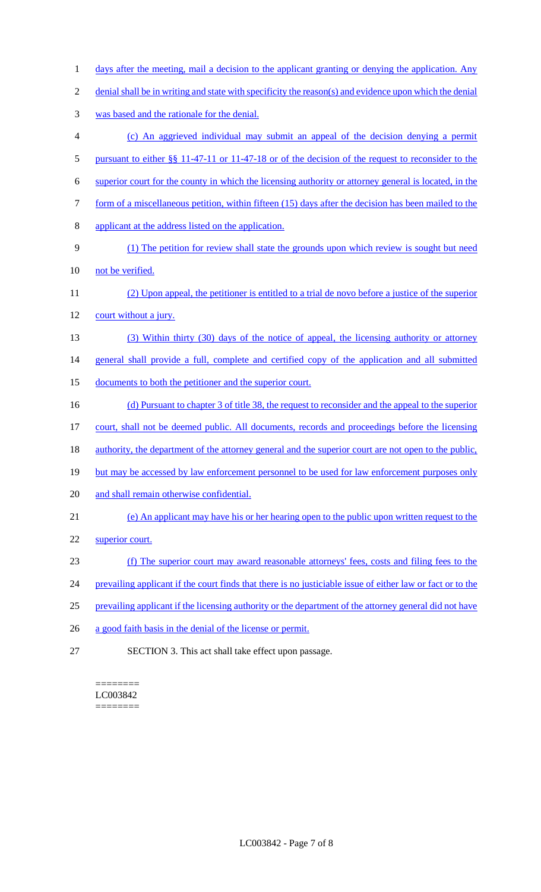days after the meeting, mail a decision to the applicant granting or denying the application. Any denial shall be in writing and state with specificity the reason(s) and evidence upon which the denial was based and the rationale for the denial.

(c) An aggrieved individual may submit an appeal of the decision denying a permit pursuant to either §§ 11-47-11 or 11-47-18 or of the decision of the request to reconsider to the superior court for the county in which the licensing authority or attorney general is located, in the form of a miscellaneous petition, within fifteen (15) days after the decision has been mailed to the applicant at the address listed on the application.

(1) The petition for review shall state the grounds upon which review is sought but need not be verified.

(2) Upon appeal, the petitioner is entitled to a trial de novo before a justice of the superior court without a jury.

(3) Within thirty (30) days of the notice of appeal, the licensing authority or attorney general shall provide a full, complete and certified copy of the application and all submitted documents to both the petitioner and the superior court.

(d) Pursuant to chapter 3 of title 38, the request to reconsider and the appeal to the superior court, shall not be deemed public. All documents, records and proceedings before the licensing authority, the department of the attorney general and the superior court are not open to the public, but may be accessed by law enforcement personnel to be used for law enforcement purposes only and shall remain otherwise confidential.

(e) An applicant may have his or her hearing open to the public upon written request to the superior court.

(f) The superior court may award reasonable attorneys' fees, costs and filing fees to the prevailing applicant if the court finds that there is no justiciable issue of either law or fact or to the prevailing applicant if the licensing authority or the department of the attorney general did not have a good faith basis in the denial of the license or permit.

SECTION 3. This act shall take effect upon passage.

========
LC003842
========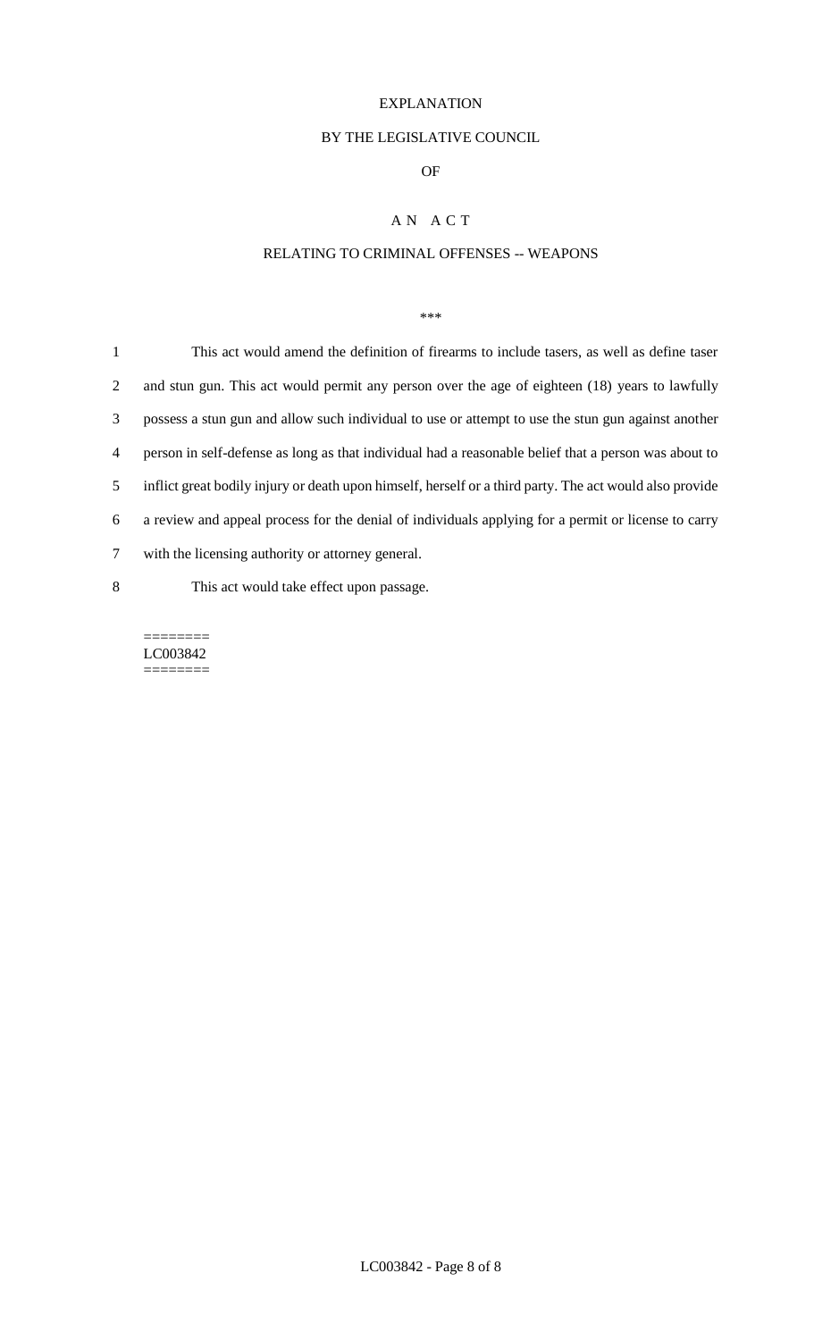EXPLANATION

BY THE LEGISLATIVE COUNCIL

OF

A N A C T

RELATING TO CRIMINAL OFFENSES -- WEAPONS

\*\*\*

This act would amend the definition of firearms to include tasers, as well as define taser and stun gun. This act would permit any person over the age of eighteen (18) years to lawfully possess a stun gun and allow such individual to use or attempt to use the stun gun against another person in self-defense as long as that individual had a reasonable belief that a person was about to inflict great bodily injury or death upon himself, herself or a third party. The act would also provide a review and appeal process for the denial of individuals applying for a permit or license to carry with the licensing authority or attorney general.

This act would take effect upon passage.

========
LC003842
========